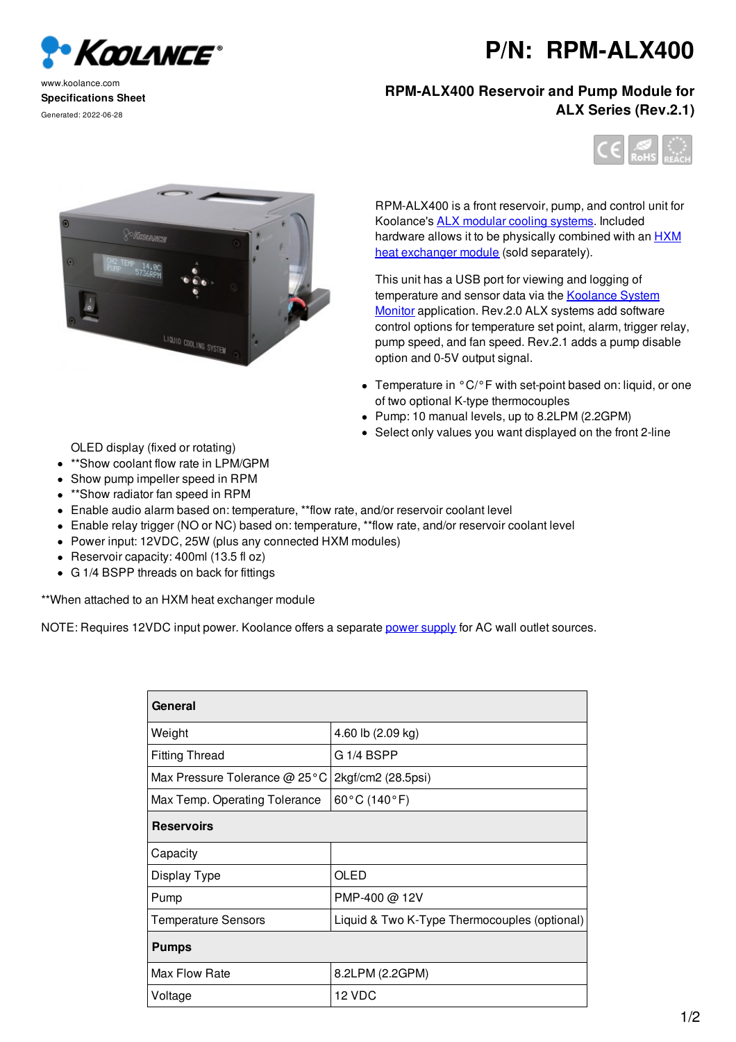www.koolance.com
**Specifications Sheet**
Generated: 2022-06-28

# P/N: RPM-ALX400

## RPM-ALX400 Reservoir and Pump Module for ALX Series (Rev.2.1)

RPM-ALX400 is a front reservoir, pump, and control unit for Koolance's ALX modular cooling systems. Included hardware allows it to be physically combined with an HXM heat exchanger module (sold separately).

This unit has a USB port for viewing and logging of temperature and sensor data via the Koolance System Monitor application. Rev.2.0 ALX systems add software control options for temperature set point, alarm, trigger relay, pump speed, and fan speed. Rev.2.1 adds a pump disable option and 0-5V output signal.

- Temperature in °C/°F with set-point based on: liquid, or one of two optional K-type thermocouples
- Pump: 10 manual levels, up to 8.2LPM (2.2GPM)
- Select only values you want displayed on the front 2-line OLED display (fixed or rotating)
- **Show coolant flow rate in LPM/GPM
- Show pump impeller speed in RPM
- **Show radiator fan speed in RPM
- Enable audio alarm based on: temperature, **flow rate, and/or reservoir coolant level
- Enable relay trigger (NO or NC) based on: temperature, **flow rate, and/or reservoir coolant level
- Power input: 12VDC, 25W (plus any connected HXM modules)
- Reservoir capacity: 400ml (13.5 fl oz)
- G 1/4 BSPP threads on back for fittings

**When attached to an HXM heat exchanger module

NOTE: Requires 12VDC input power. Koolance offers a separate power supply for AC wall outlet sources.

| **General** | |
|---|---|
| Weight | 4.60 lb (2.09 kg) |
| Fitting Thread | G 1/4 BSPP |
| Max Pressure Tolerance @ 25°C | 2kgf/cm2 (28.5psi) |
| Max Temp. Operating Tolerance | 60°C (140°F) |
| **Reservoirs** | |
| Capacity | |
| Display Type | OLED |
| Pump | PMP-400 @ 12V |
| Temperature Sensors | Liquid & Two K-Type Thermocouples (optional) |
| **Pumps** | |
| Max Flow Rate | 8.2LPM (2.2GPM) |
| Voltage | 12 VDC |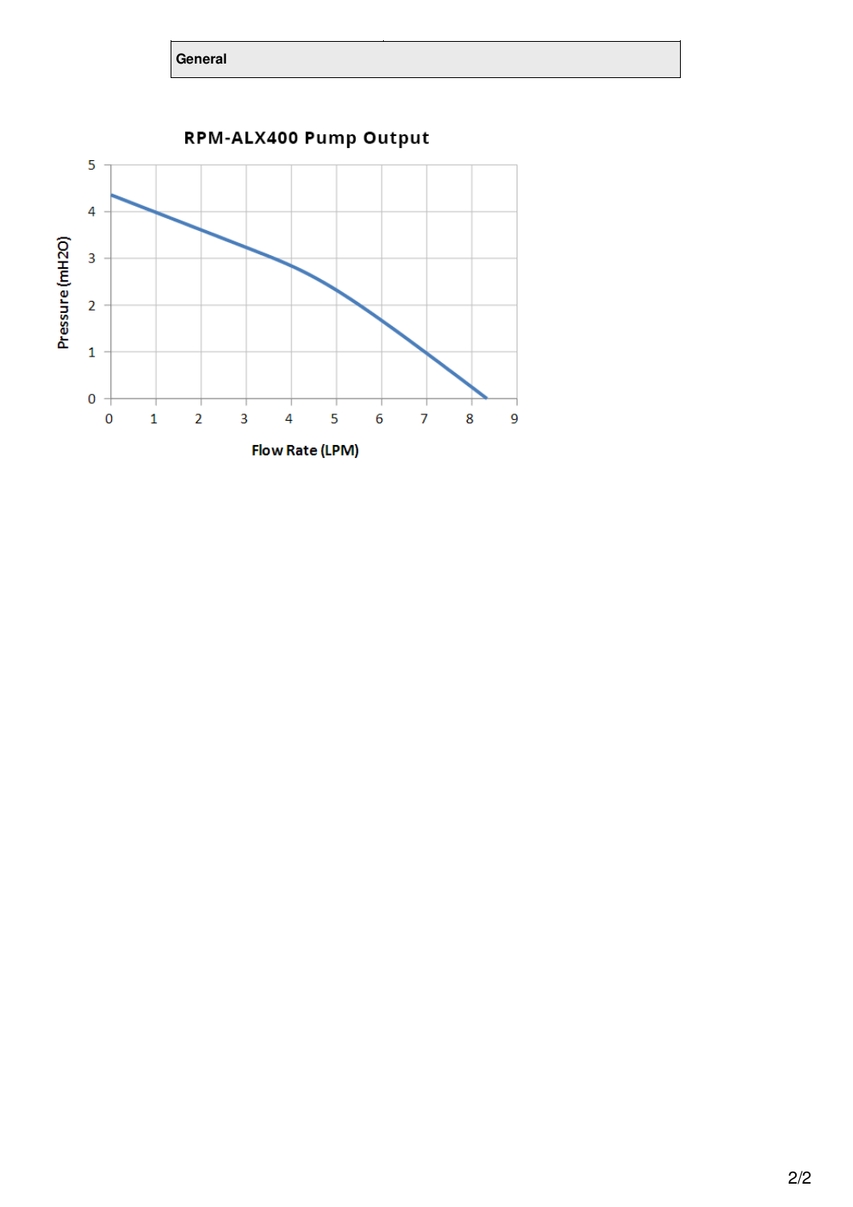| General |
| --- |

RPM-ALX400 Pump Output

Pressure (mH2O)

Flow Rate (LPM)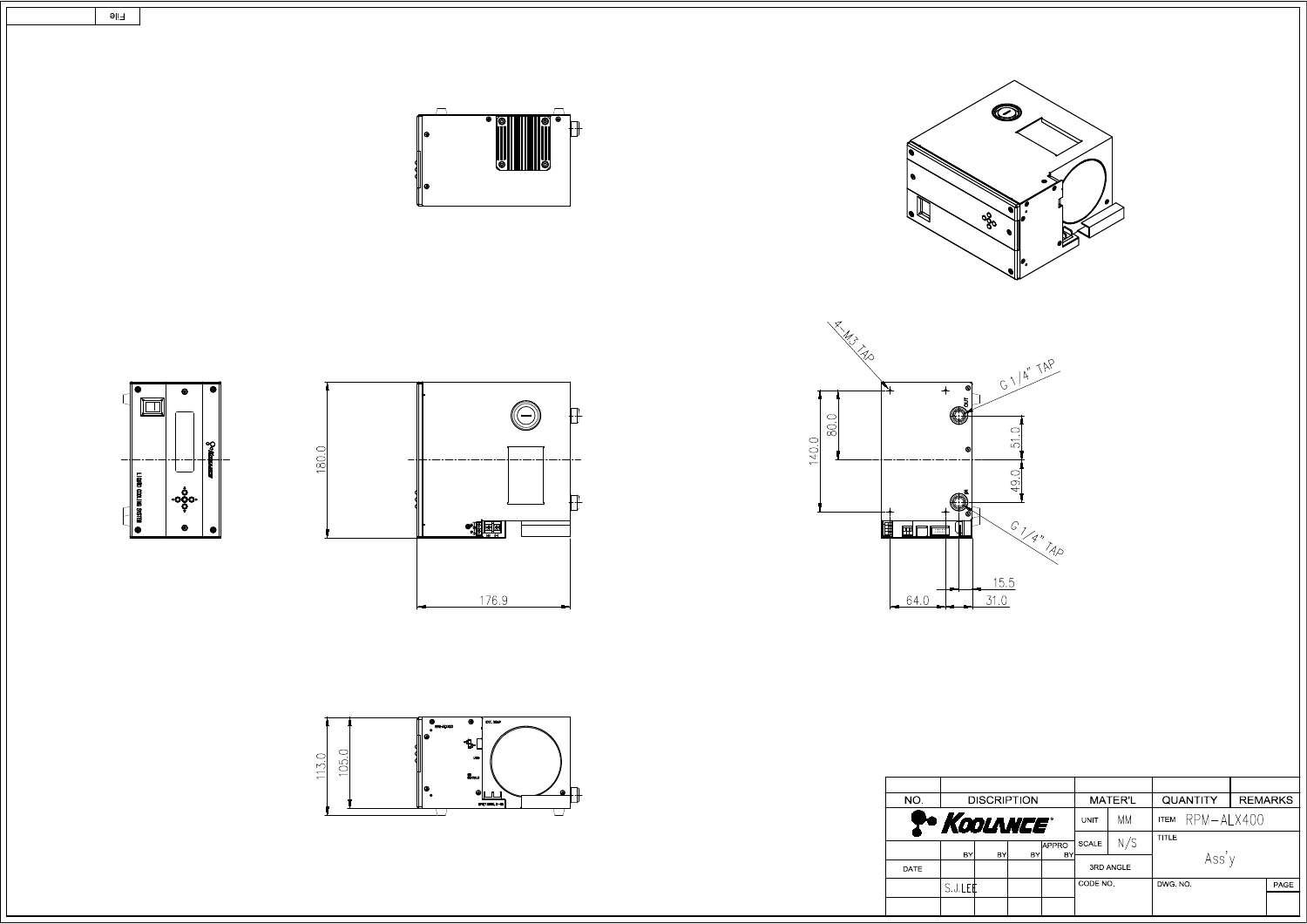File

4-M3 TAP

G 1/4" TAP

G 1/4" TAP

180.0

176.9

140.0

80.0

51.0

49.0

15.5

64.0

31.0

113.0

105.0

| NO. | DISCRIPTION | | | | MATER'L | | QUANTITY | REMARKS | |
|---|---|---|---|---|---|---|---|---|---|
| KOOLANCE | | | | | UNIT | MM | ITEM RPM-ALX400 | | |
| | BY | BY | BY | APPRO BY | SCALE | N/S | TITLE | | |
| DATE | | | | | 3RD ANGLE | | Ass'y | | |
| | S.J.LEE | | | | CODE NO. | | DWG. NO. | | PAGE |